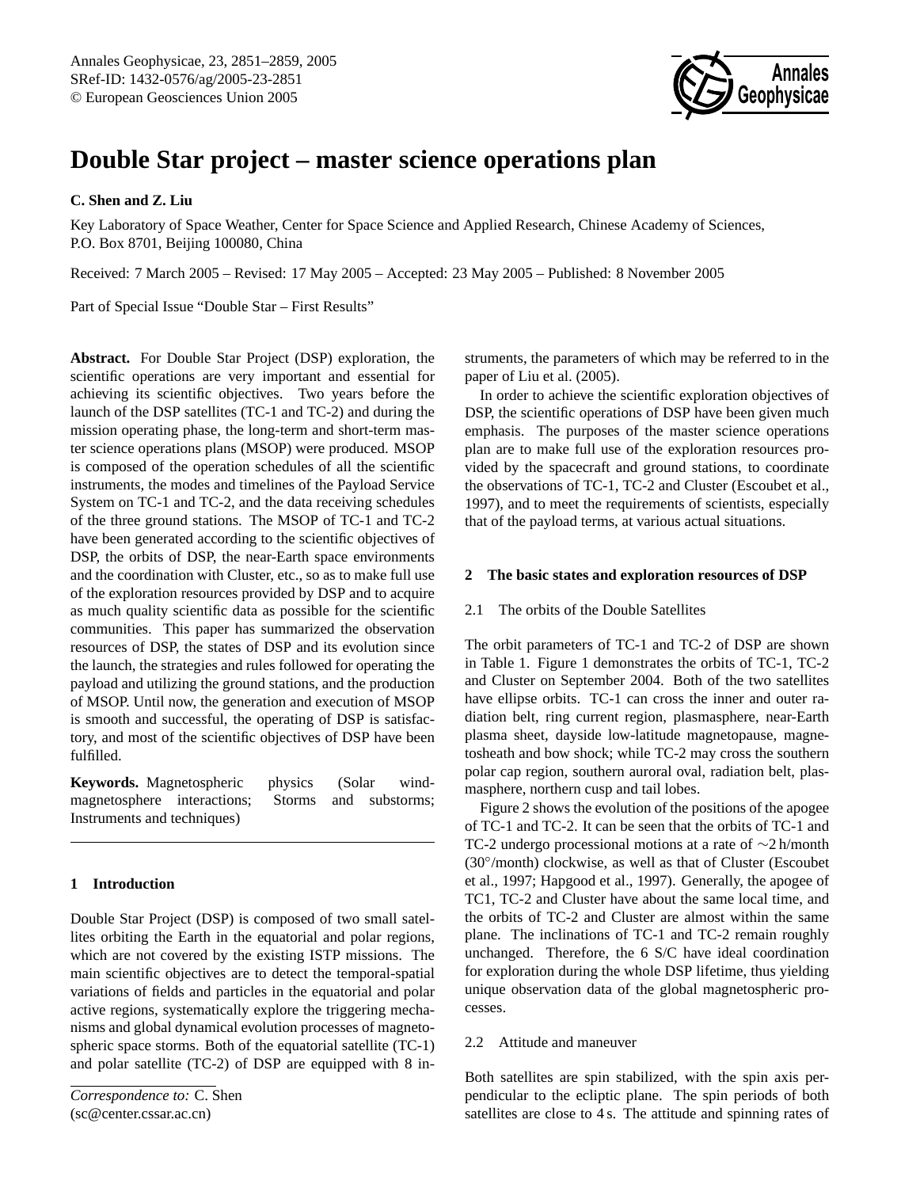# Double Star project – master science operations plan

**C. Shen and Z. Liu**

Key Laboratory of Space Weather, Center for Space Science and Applied Research, Chinese Academy of Sciences, P.O. Box 8701, Beijing 100080, China

Received: 7 March 2005 – Revised: 17 May 2005 – Accepted: 23 May 2005 – Published: 8 November 2005

Part of Special Issue "Double Star – First Results"

**Abstract.** For Double Star Project (DSP) exploration, the scientific operations are very important and essential for achieving its scientific objectives. Two years before the launch of the DSP satellites (TC-1 and TC-2) and during the mission operating phase, the long-term and short-term master science operations plans (MSOP) were produced. MSOP is composed of the operation schedules of all the scientific instruments, the modes and timelines of the Payload Service System on TC-1 and TC-2, and the data receiving schedules of the three ground stations. The MSOP of TC-1 and TC-2 have been generated according to the scientific objectives of DSP, the orbits of DSP, the near-Earth space environments and the coordination with Cluster, etc., so as to make full use of the exploration resources provided by DSP and to acquire as much quality scientific data as possible for the scientific communities. This paper has summarized the observation resources of DSP, the states of DSP and its evolution since the launch, the strategies and rules followed for operating the payload and utilizing the ground stations, and the production of MSOP. Until now, the generation and execution of MSOP is smooth and successful, the operating of DSP is satisfactory, and most of the scientific objectives of DSP have been fulfilled.

**Keywords.** Magnetospheric physics (Solar wind-magnetosphere interactions; Storms and substorms; Instruments and techniques)

## 1 Introduction

Double Star Project (DSP) is composed of two small satellites orbiting the Earth in the equatorial and polar regions, which are not covered by the existing ISTP missions. The main scientific objectives are to detect the temporal-spatial variations of fields and particles in the equatorial and polar active regions, systematically explore the triggering mechanisms and global dynamical evolution processes of magnetospheric space storms. Both of the equatorial satellite (TC-1) and polar satellite (TC-2) of DSP are equipped with 8 instruments, the parameters of which may be referred to in the paper of Liu et al. (2005).

In order to achieve the scientific exploration objectives of DSP, the scientific operations of DSP have been given much emphasis. The purposes of the master science operations plan are to make full use of the exploration resources provided by the spacecraft and ground stations, to coordinate the observations of TC-1, TC-2 and Cluster (Escoubet et al., 1997), and to meet the requirements of scientists, especially that of the payload terms, at various actual situations.

*Correspondence to:* C. Shen
(sc@center.cssar.ac.cn)

## 2 The basic states and exploration resources of DSP

### 2.1 The orbits of the Double Satellites

The orbit parameters of TC-1 and TC-2 of DSP are shown in Table 1. Figure 1 demonstrates the orbits of TC-1, TC-2 and Cluster on September 2004. Both of the two satellites have ellipse orbits. TC-1 can cross the inner and outer radiation belt, ring current region, plasmasphere, near-Earth plasma sheet, dayside low-latitude magnetopause, magnetosheath and bow shock; while TC-2 may cross the southern polar cap region, southern auroral oval, radiation belt, plasmasphere, northern cusp and tail lobes.

Figure 2 shows the evolution of the positions of the apogee of TC-1 and TC-2. It can be seen that the orbits of TC-1 and TC-2 undergo processional motions at a rate of ~2 h/month (30°/month) clockwise, as well as that of Cluster (Escoubet et al., 1997; Hapgood et al., 1997). Generally, the apogee of TC1, TC-2 and Cluster have about the same local time, and the orbits of TC-2 and Cluster are almost within the same plane. The inclinations of TC-1 and TC-2 remain roughly unchanged. Therefore, the 6 S/C have ideal coordination for exploration during the whole DSP lifetime, thus yielding unique observation data of the global magnetospheric processes.

### 2.2 Attitude and maneuver

Both satellites are spin stabilized, with the spin axis perpendicular to the ecliptic plane. The spin periods of both satellites are close to 4 s. The attitude and spinning rates of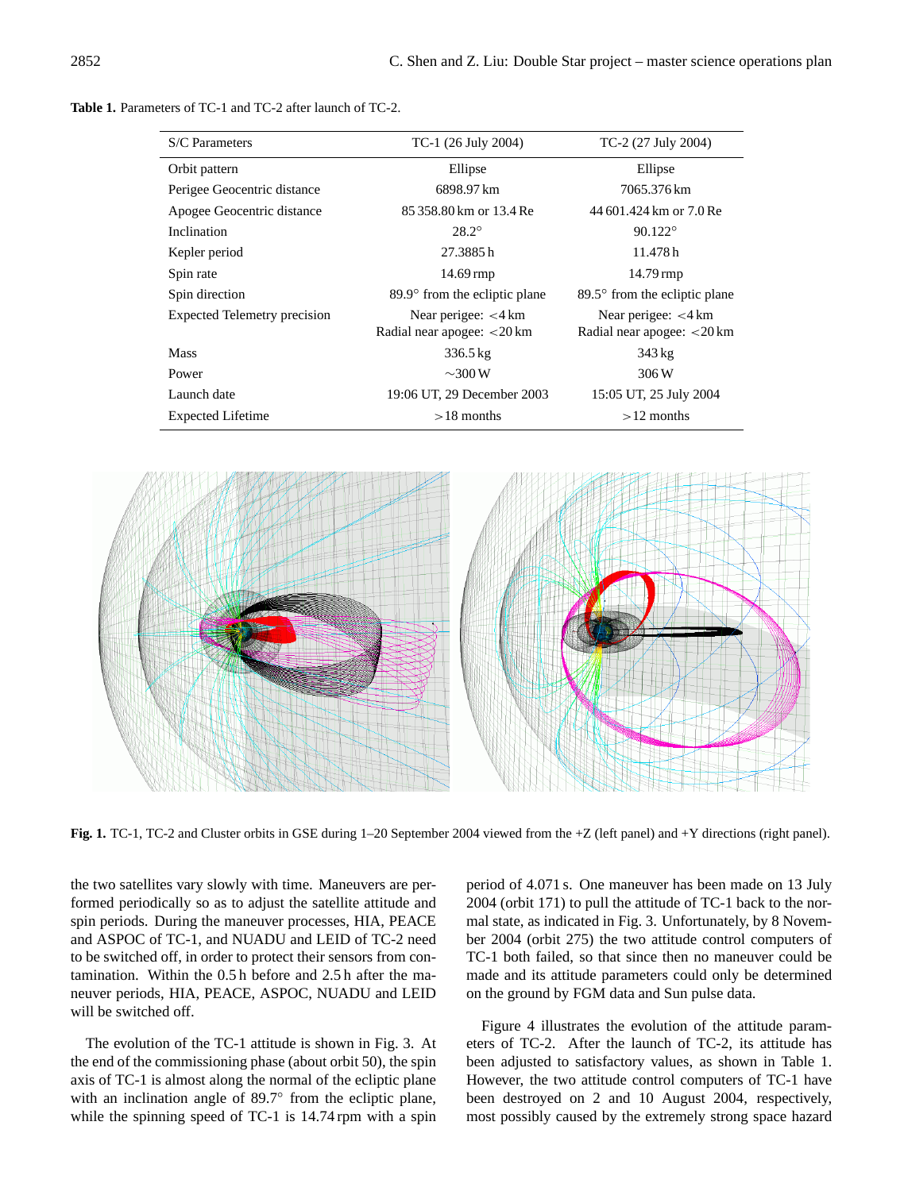**Table 1.** Parameters of TC-1 and TC-2 after launch of TC-2.

| S/C Parameters | TC-1 (26 July 2004) | TC-2 (27 July 2004) |
|---|---|---|
| Orbit pattern | Ellipse | Ellipse |
| Perigee Geocentric distance | 6898.97 km | 7065.376 km |
| Apogee Geocentric distance | 85 358.80 km or 13.4 Re | 44 601.424 km or 7.0 Re |
| Inclination | 28.2° | 90.122° |
| Kepler period | 27.3885 h | 11.478 h |
| Spin rate | 14.69 rmp | 14.79 rmp |
| Spin direction | 89.9° from the ecliptic plane | 89.5° from the ecliptic plane |
| Expected Telemetry precision | Near perigee: <4 km<br>Radial near apogee: <20 km | Near perigee: <4 km<br>Radial near apogee: <20 km |
| Mass | 336.5 kg | 343 kg |
| Power | ∼300 W | 306 W |
| Launch date | 19:06 UT, 29 December 2003 | 15:05 UT, 25 July 2004 |
| Expected Lifetime | >18 months | >12 months |

**Fig. 1.** TC-1, TC-2 and Cluster orbits in GSE during 1–20 September 2004 viewed from the +Z (left panel) and +Y directions (right panel).

the two satellites vary slowly with time. Maneuvers are performed periodically so as to adjust the satellite attitude and spin periods. During the maneuver processes, HIA, PEACE and ASPOC of TC-1, and NUADU and LEID of TC-2 need to be switched off, in order to protect their sensors from contamination. Within the 0.5 h before and 2.5 h after the maneuver periods, HIA, PEACE, ASPOC, NUADU and LEID will be switched off.

The evolution of the TC-1 attitude is shown in Fig. 3. At the end of the commissioning phase (about orbit 50), the spin axis of TC-1 is almost along the normal of the ecliptic plane with an inclination angle of 89.7° from the ecliptic plane, while the spinning speed of TC-1 is 14.74 rpm with a spin period of 4.071 s. One maneuver has been made on 13 July 2004 (orbit 171) to pull the attitude of TC-1 back to the normal state, as indicated in Fig. 3. Unfortunately, by 8 November 2004 (orbit 275) the two attitude control computers of TC-1 both failed, so that since then no maneuver could be made and its attitude parameters could only be determined on the ground by FGM data and Sun pulse data.

Figure 4 illustrates the evolution of the attitude parameters of TC-2. After the launch of TC-2, its attitude has been adjusted to satisfactory values, as shown in Table 1. However, the two attitude control computers of TC-1 have been destroyed on 2 and 10 August 2004, respectively, most possibly caused by the extremely strong space hazard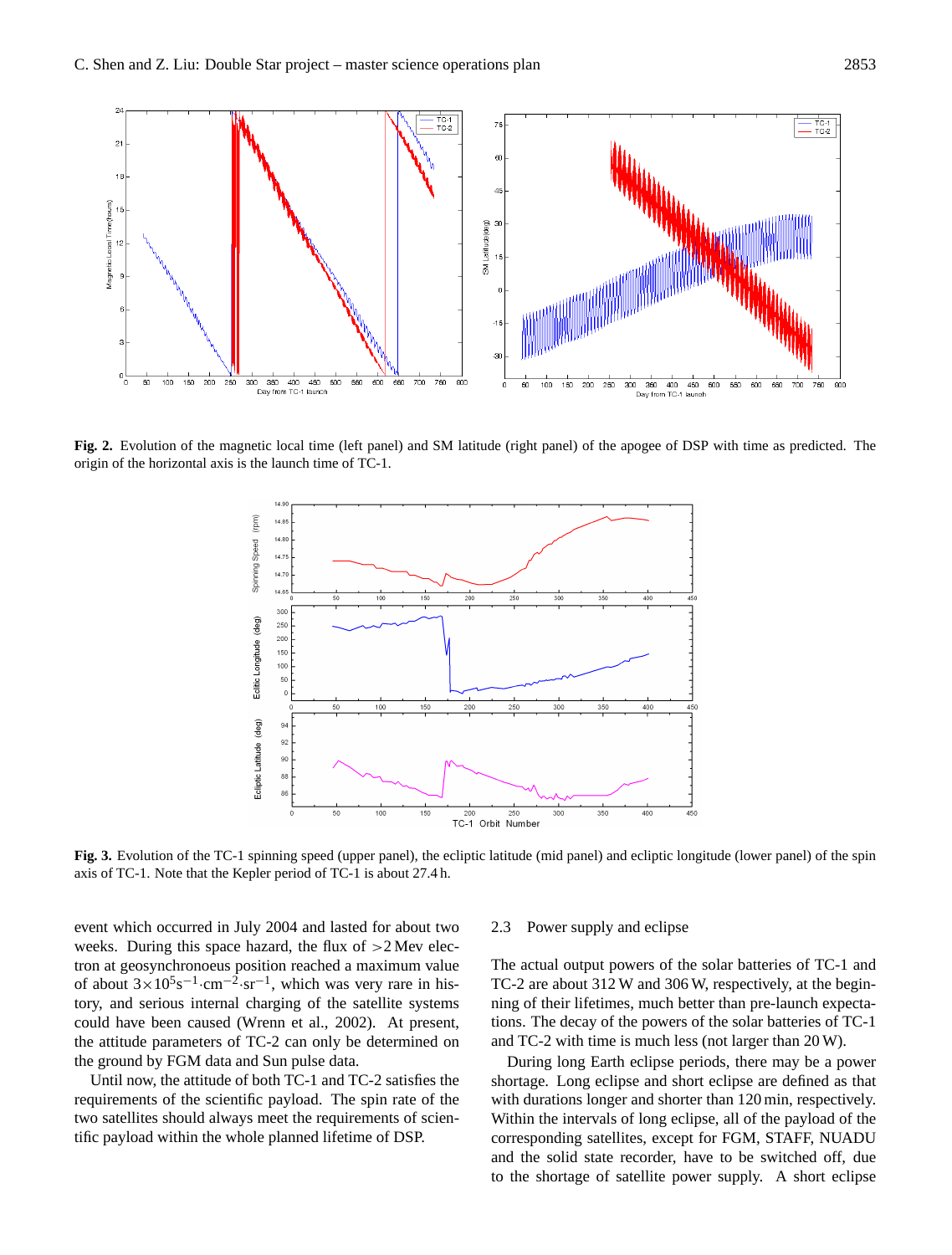**Fig. 2.** Evolution of the magnetic local time (left panel) and SM latitude (right panel) of the apogee of DSP with time as predicted. The origin of the horizontal axis is the launch time of TC-1.

**Fig. 3.** Evolution of the TC-1 spinning speed (upper panel), the ecliptic latitude (mid panel) and ecliptic longitude (lower panel) of the spin axis of TC-1. Note that the Kepler period of TC-1 is about 27.4 h.

event which occurred in July 2004 and lasted for about two weeks. During this space hazard, the flux of >2 Mev electron at geosynchronoeus position reached a maximum value of about $3\times10^5 \mathrm{s}^{-1}\cdot\mathrm{cm}^{-2}\cdot\mathrm{sr}^{-1}$, which was very rare in history, and serious internal charging of the satellite systems could have been caused (Wrenn et al., 2002). At present, the attitude parameters of TC-2 can only be determined on the ground by FGM data and Sun pulse data.

Until now, the attitude of both TC-1 and TC-2 satisfies the requirements of the scientific payload. The spin rate of the two satellites should always meet the requirements of scientific payload within the whole planned lifetime of DSP.

### 2.3 Power supply and eclipse

The actual output powers of the solar batteries of TC-1 and TC-2 are about 312 W and 306 W, respectively, at the beginning of their lifetimes, much better than pre-launch expectations. The decay of the powers of the solar batteries of TC-1 and TC-2 with time is much less (not larger than 20 W).

During long Earth eclipse periods, there may be a power shortage. Long eclipse and short eclipse are defined as that with durations longer and shorter than 120 min, respectively. Within the intervals of long eclipse, all of the payload of the corresponding satellites, except for FGM, STAFF, NUADU and the solid state recorder, have to be switched off, due to the shortage of satellite power supply. A short eclipse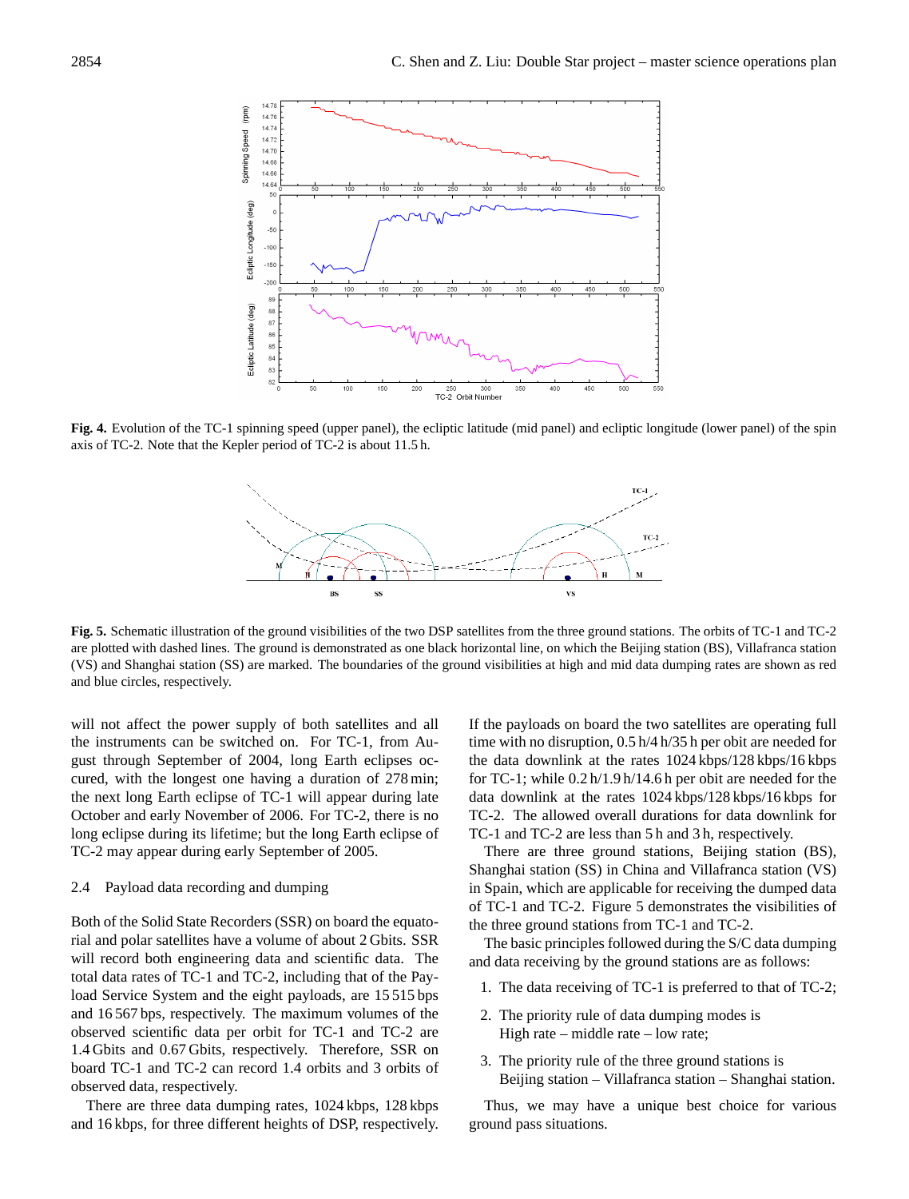Fig. 4. Evolution of the TC-1 spinning speed (upper panel), the ecliptic latitude (mid panel) and ecliptic longitude (lower panel) of the spin axis of TC-2. Note that the Kepler period of TC-2 is about 11.5 h.

Fig. 5. Schematic illustration of the ground visibilities of the two DSP satellites from the three ground stations. The orbits of TC-1 and TC-2 are plotted with dashed lines. The ground is demonstrated as one black horizontal line, on which the Beijing station (BS), Villafranca station (VS) and Shanghai station (SS) are marked. The boundaries of the ground visibilities at high and mid data dumping rates are shown as red and blue circles, respectively.

will not affect the power supply of both satellites and all the instruments can be switched on. For TC-1, from August through September of 2004, long Earth eclipses occured, with the longest one having a duration of 278 min; the next long Earth eclipse of TC-1 will appear during late October and early November of 2006. For TC-2, there is no long eclipse during its lifetime; but the long Earth eclipse of TC-2 may appear during early September of 2005.

## 2.4 Payload data recording and dumping

Both of the Solid State Recorders (SSR) on board the equatorial and polar satellites have a volume of about 2 Gbits. SSR will record both engineering data and scientific data. The total data rates of TC-1 and TC-2, including that of the Payload Service System and the eight payloads, are 15 515 bps and 16 567 bps, respectively. The maximum volumes of the observed scientific data per orbit for TC-1 and TC-2 are 1.4 Gbits and 0.67 Gbits, respectively. Therefore, SSR on board TC-1 and TC-2 can record 1.4 orbits and 3 orbits of observed data, respectively.

There are three data dumping rates, 1024 kbps, 128 kbps and 16 kbps, for three different heights of DSP, respectively. If the payloads on board the two satellites are operating full time with no disruption, 0.5 h/4 h/35 h per obit are needed for the data downlink at the rates 1024 kbps/128 kbps/16 kbps for TC-1; while 0.2 h/1.9 h/14.6 h per orbit are needed for the data downlink at the rates 1024 kbps/128 kbps/16 kbps for TC-2. The allowed overall durations for data downlink for TC-1 and TC-2 are less than 5 h and 3 h, respectively.

There are three ground stations, Beijing station (BS), Shanghai station (SS) in China and Villafranca station (VS) in Spain, which are applicable for receiving the dumped data of TC-1 and TC-2. Figure 5 demonstrates the visibilities of the three ground stations from TC-1 and TC-2.

The basic principles followed during the S/C data dumping and data receiving by the ground stations are as follows:

1. The data receiving of TC-1 is preferred to that of TC-2;
2. The priority rule of data dumping modes is
   High rate – middle rate – low rate;
3. The priority rule of the three ground stations is
   Beijing station – Villafranca station – Shanghai station.

Thus, we may have a unique best choice for various ground pass situations.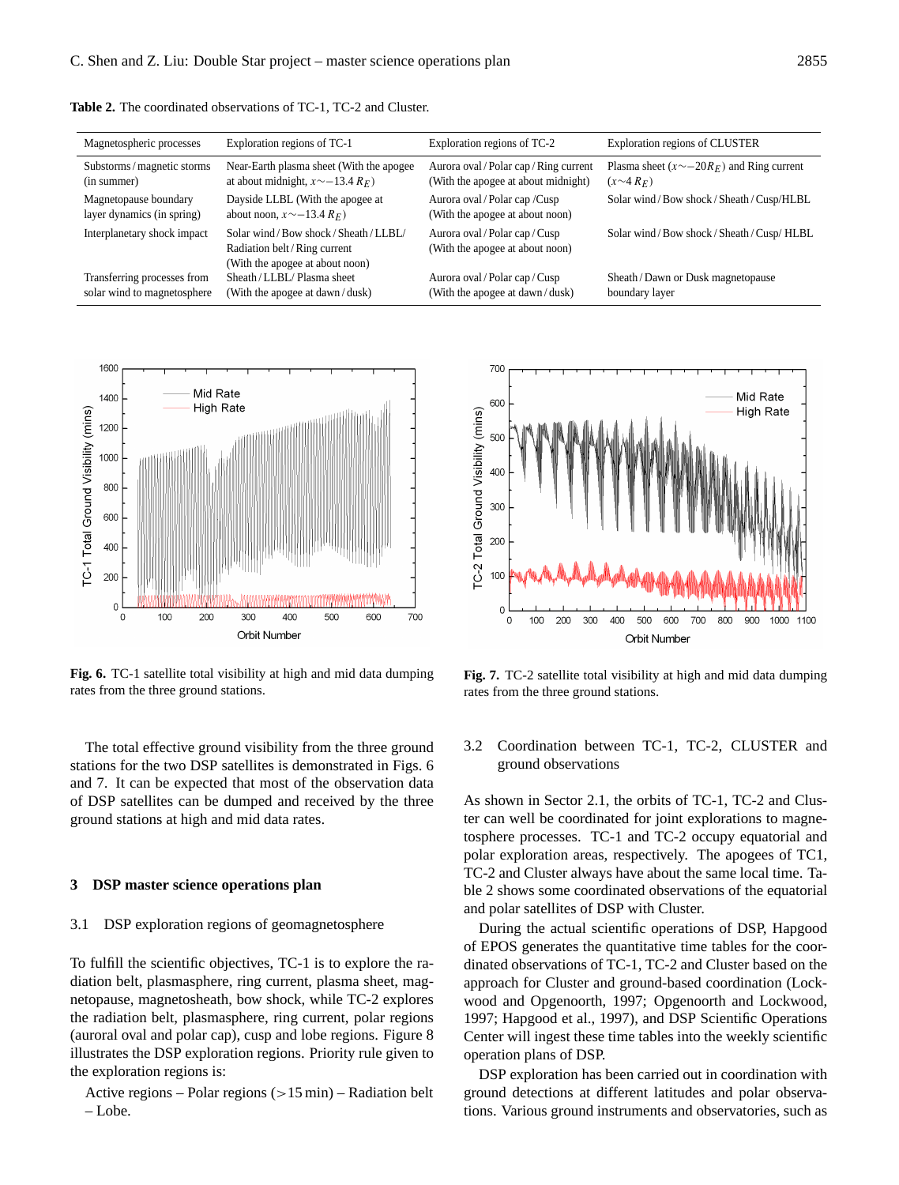**Table 2.** The coordinated observations of TC-1, TC-2 and Cluster.

| Magnetospheric processes | Exploration regions of TC-1 | Exploration regions of TC-2 | Exploration regions of CLUSTER |
|---|---|---|---|
| Substorms / magnetic storms (in summer) | Near-Earth plasma sheet (With the apogee at about midnight, $x\sim-13.4\,R_E$) | Aurora oval / Polar cap / Ring current (With the apogee at about midnight) | Plasma sheet ($x\sim-20R_E$) and Ring current ($x\sim4\,R_E$) |
| Magnetopause boundary layer dynamics (in spring) | Dayside LLBL (With the apogee at about noon, $x\sim-13.4\,R_E$) | Aurora oval / Polar cap /Cusp (With the apogee at about noon) | Solar wind / Bow shock / Sheath / Cusp/HLBL |
| Interplanetary shock impact | Solar wind / Bow shock / Sheath / LLBL/ Radiation belt / Ring current (With the apogee at about noon) | Aurora oval / Polar cap / Cusp (With the apogee at about noon) | Solar wind / Bow shock / Sheath / Cusp/ HLBL |
| Transferring processes from solar wind to magnetosphere | Sheath / LLBL/ Plasma sheet (With the apogee at dawn / dusk) | Aurora oval / Polar cap / Cusp (With the apogee at dawn / dusk) | Sheath / Dawn or Dusk magnetopause boundary layer |

**Fig. 6.** TC-1 satellite total visibility at high and mid data dumping rates from the three ground stations.

**Fig. 7.** TC-2 satellite total visibility at high and mid data dumping rates from the three ground stations.

The total effective ground visibility from the three ground stations for the two DSP satellites is demonstrated in Figs. 6 and 7. It can be expected that most of the observation data of DSP satellites can be dumped and received by the three ground stations at high and mid data rates.

## 3 DSP master science operations plan

### 3.1 DSP exploration regions of geomagnetosphere

To fulfill the scientific objectives, TC-1 is to explore the radiation belt, plasmasphere, ring current, plasma sheet, magnetopause, magnetosheath, bow shock, while TC-2 explores the radiation belt, plasmasphere, ring current, polar regions (auroral oval and polar cap), cusp and lobe regions. Figure 8 illustrates the DSP exploration regions. Priority rule given to the exploration regions is:

Active regions – Polar regions (>15 min) – Radiation belt – Lobe.

### 3.2 Coordination between TC-1, TC-2, CLUSTER and ground observations

As shown in Sector 2.1, the orbits of TC-1, TC-2 and Cluster can well be coordinated for joint explorations to magnetosphere processes. TC-1 and TC-2 occupy equatorial and polar exploration areas, respectively. The apogees of TC1, TC-2 and Cluster always have about the same local time. Table 2 shows some coordinated observations of the equatorial and polar satellites of DSP with Cluster.

During the actual scientific operations of DSP, Hapgood of EPOS generates the quantitative time tables for the coordinated observations of TC-1, TC-2 and Cluster based on the approach for Cluster and ground-based coordination (Lockwood and Opgenoorth, 1997; Opgenoorth and Lockwood, 1997; Hapgood et al., 1997), and DSP Scientific Operations Center will ingest these time tables into the weekly scientific operation plans of DSP.

DSP exploration has been carried out in coordination with ground detections at different latitudes and polar observations. Various ground instruments and observatories, such as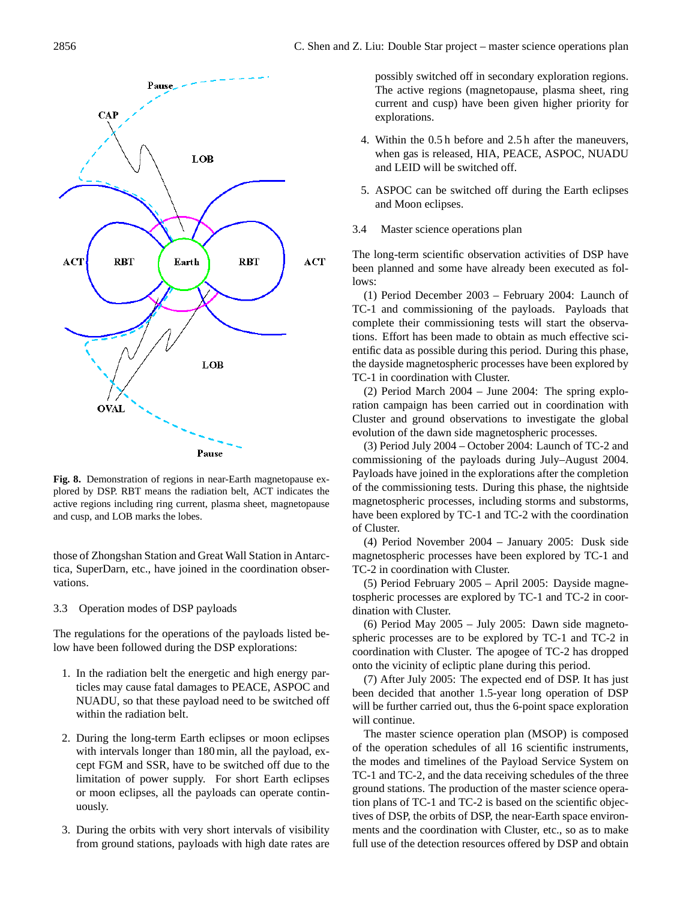**Fig. 8.** Demonstration of regions in near-Earth magnetopause explored by DSP. RBT means the radiation belt, ACT indicates the active regions including ring current, plasma sheet, magnetopause and cusp, and LOB marks the lobes.

those of Zhongshan Station and Great Wall Station in Antarctica, SuperDarn, etc., have joined in the coordination observations.

### 3.3 Operation modes of DSP payloads

The regulations for the operations of the payloads listed below have been followed during the DSP explorations:

1. In the radiation belt the energetic and high energy particles may cause fatal damages to PEACE, ASPOC and NUADU, so that these payload need to be switched off within the radiation belt.

2. During the long-term Earth eclipses or moon eclipses with intervals longer than 180 min, all the payload, except FGM and SSR, have to be switched off due to the limitation of power supply. For short Earth eclipses or moon eclipses, all the payloads can operate continuously.

3. During the orbits with very short intervals of visibility from ground stations, payloads with high date rates are possibly switched off in secondary exploration regions. The active regions (magnetopause, plasma sheet, ring current and cusp) have been given higher priority for explorations.

4. Within the 0.5 h before and 2.5 h after the maneuvers, when gas is released, HIA, PEACE, ASPOC, NUADU and LEID will be switched off.

5. ASPOC can be switched off during the Earth eclipses and Moon eclipses.

### 3.4 Master science operations plan

The long-term scientific observation activities of DSP have been planned and some have already been executed as follows:

(1) Period December 2003 – February 2004: Launch of TC-1 and commissioning of the payloads. Payloads that complete their commissioning tests will start the observations. Effort has been made to obtain as much effective scientific data as possible during this period. During this phase, the dayside magnetospheric processes have been explored by TC-1 in coordination with Cluster.

(2) Period March 2004 – June 2004: The spring exploration campaign has been carried out in coordination with Cluster and ground observations to investigate the global evolution of the dawn side magnetospheric processes.

(3) Period July 2004 – October 2004: Launch of TC-2 and commissioning of the payloads during July–August 2004. Payloads have joined in the explorations after the completion of the commissioning tests. During this phase, the nightside magnetospheric processes, including storms and substorms, have been explored by TC-1 and TC-2 with the coordination of Cluster.

(4) Period November 2004 – January 2005: Dusk side magnetospheric processes have been explored by TC-1 and TC-2 in coordination with Cluster.

(5) Period February 2005 – April 2005: Dayside magnetospheric processes are explored by TC-1 and TC-2 in coordination with Cluster.

(6) Period May 2005 – July 2005: Dawn side magnetospheric processes are to be explored by TC-1 and TC-2 in coordination with Cluster. The apogee of TC-2 has dropped onto the vicinity of ecliptic plane during this period.

(7) After July 2005: The expected end of DSP. It has just been decided that another 1.5-year long operation of DSP will be further carried out, thus the 6-point space exploration will continue.

The master science operation plan (MSOP) is composed of the operation schedules of all 16 scientific instruments, the modes and timelines of the Payload Service System on TC-1 and TC-2, and the data receiving schedules of the three ground stations. The production of the master science operation plans of TC-1 and TC-2 is based on the scientific objectives of DSP, the orbits of DSP, the near-Earth space environments and the coordination with Cluster, etc., so as to make full use of the detection resources offered by DSP and obtain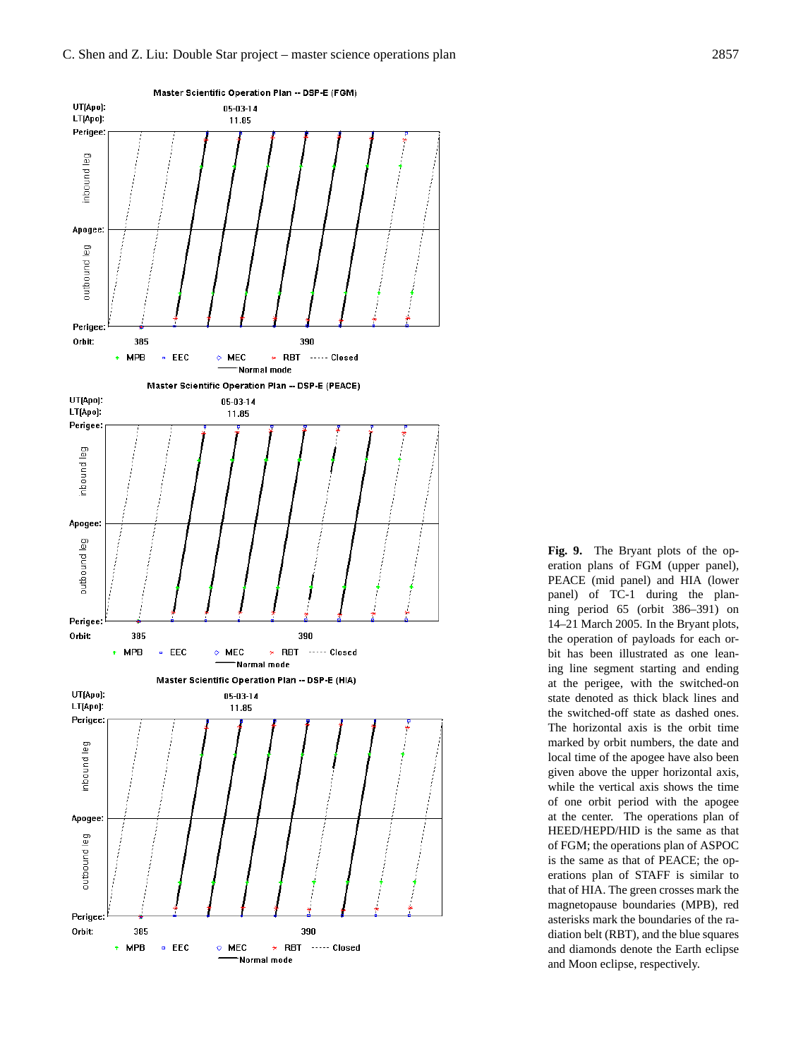**Fig. 9.** The Bryant plots of the operation plans of FGM (upper panel), PEACE (mid panel) and HIA (lower panel) of TC-1 during the planning period 65 (orbit 386–391) on 14–21 March 2005. In the Bryant plots, the operation of payloads for each orbit has been illustrated as one leaning line segment starting and ending at the perigee, with the switched-on state denoted as thick black lines and the switched-off state as dashed ones. The horizontal axis is the orbit time marked by orbit numbers, the date and local time of the apogee have also been given above the upper horizontal axis, while the vertical axis shows the time of one orbit period with the apogee at the center. The operations plan of HEED/HEPD/HID is the same as that of FGM; the operations plan of ASPOC is the same as that of PEACE; the operations plan of STAFF is similar to that of HIA. The green crosses mark the magnetopause boundaries (MPB), red asterisks mark the boundaries of the radiation belt (RBT), and the blue squares and diamonds denote the Earth eclipse and Moon eclipse, respectively.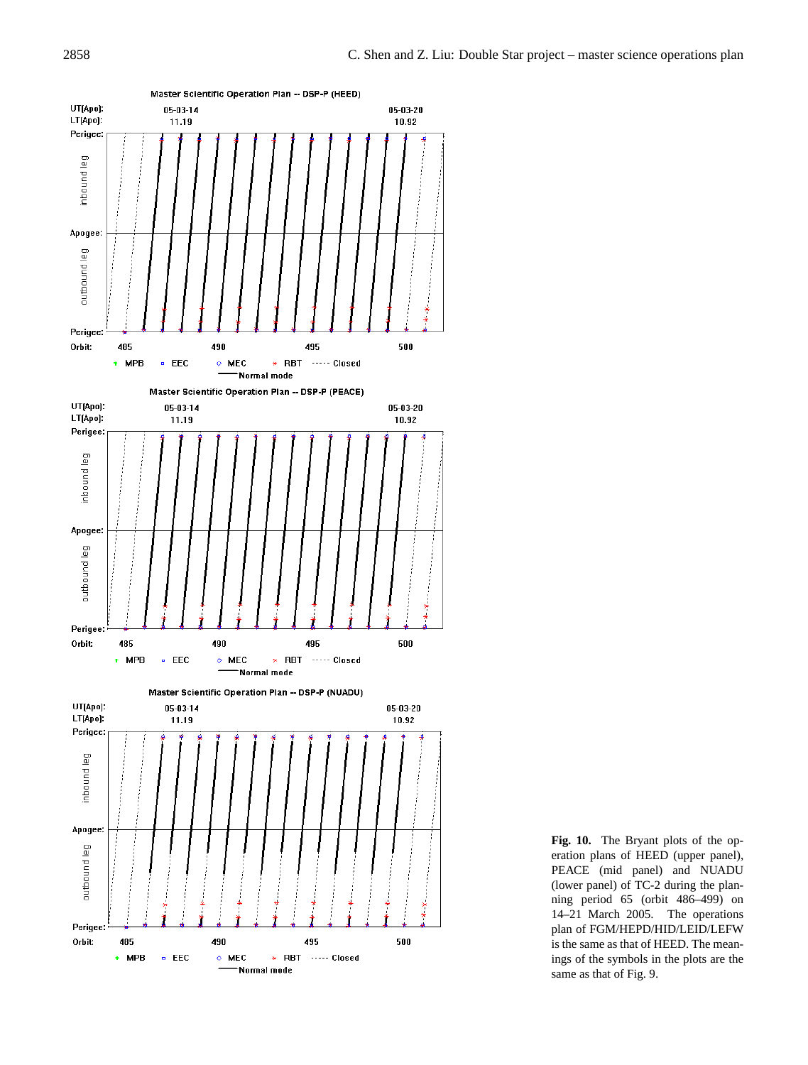Master Scientific Operation Plan -- DSP-P (HEED)

Master Scientific Operation Plan -- DSP-P (PEACE)

Master Scientific Operation Plan -- DSP-P (NUADU)

**Fig. 10.** The Bryant plots of the operation plans of HEED (upper panel), PEACE (mid panel) and NUADU (lower panel) of TC-2 during the planning period 65 (orbit 486–499) on 14–21 March 2005. The operations plan of FGM/HEPD/HID/LEID/LEFW is the same as that of HEED. The meanings of the symbols in the plots are the same as that of Fig. 9.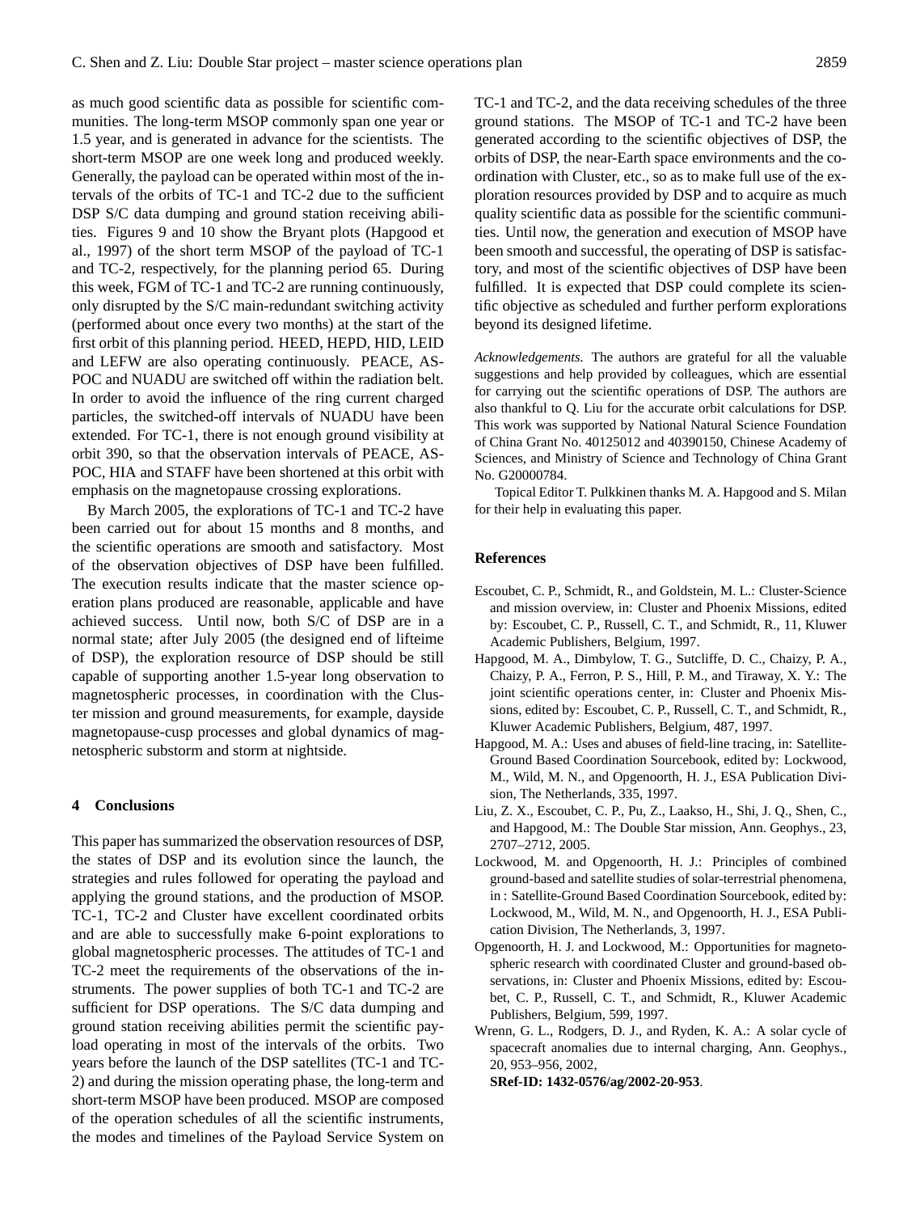as much good scientific data as possible for scientific communities. The long-term MSOP commonly span one year or 1.5 year, and is generated in advance for the scientists. The short-term MSOP are one week long and produced weekly. Generally, the payload can be operated within most of the intervals of the orbits of TC-1 and TC-2 due to the sufficient DSP S/C data dumping and ground station receiving abilities. Figures 9 and 10 show the Bryant plots (Hapgood et al., 1997) of the short term MSOP of the payload of TC-1 and TC-2, respectively, for the planning period 65. During this week, FGM of TC-1 and TC-2 are running continuously, only disrupted by the S/C main-redundant switching activity (performed about once every two months) at the start of the first orbit of this planning period. HEED, HEPD, HID, LEID and LEFW are also operating continuously. PEACE, ASPOC and NUADU are switched off within the radiation belt. In order to avoid the influence of the ring current charged particles, the switched-off intervals of NUADU have been extended. For TC-1, there is not enough ground visibility at orbit 390, so that the observation intervals of PEACE, ASPOC, HIA and STAFF have been shortened at this orbit with emphasis on the magnetopause crossing explorations.

By March 2005, the explorations of TC-1 and TC-2 have been carried out for about 15 months and 8 months, and the scientific operations are smooth and satisfactory. Most of the observation objectives of DSP have been fulfilled. The execution results indicate that the master science operation plans produced are reasonable, applicable and have achieved success. Until now, both S/C of DSP are in a normal state; after July 2005 (the designed end of lifteime of DSP), the exploration resource of DSP should be still capable of supporting another 1.5-year long observation to magnetospheric processes, in coordination with the Cluster mission and ground measurements, for example, dayside magnetopause-cusp processes and global dynamics of magnetospheric substorm and storm at nightside.

## 4 Conclusions

This paper has summarized the observation resources of DSP, the states of DSP and its evolution since the launch, the strategies and rules followed for operating the payload and applying the ground stations, and the production of MSOP. TC-1, TC-2 and Cluster have excellent coordinated orbits and are able to successfully make 6-point explorations to global magnetospheric processes. The attitudes of TC-1 and TC-2 meet the requirements of the observations of the instruments. The power supplies of both TC-1 and TC-2 are sufficient for DSP operations. The S/C data dumping and ground station receiving abilities permit the scientific payload operating in most of the intervals of the orbits. Two years before the launch of the DSP satellites (TC-1 and TC-2) and during the mission operating phase, the long-term and short-term MSOP have been produced. MSOP are composed of the operation schedules of all the scientific instruments, the modes and timelines of the Payload Service System on TC-1 and TC-2, and the data receiving schedules of the three ground stations. The MSOP of TC-1 and TC-2 have been generated according to the scientific objectives of DSP, the orbits of DSP, the near-Earth space environments and the coordination with Cluster, etc., so as to make full use of the exploration resources provided by DSP and to acquire as much quality scientific data as possible for the scientific communities. Until now, the generation and execution of MSOP have been smooth and successful, the operating of DSP is satisfactory, and most of the scientific objectives of DSP have been fulfilled. It is expected that DSP could complete its scientific objective as scheduled and further perform explorations beyond its designed lifetime.

*Acknowledgements.* The authors are grateful for all the valuable suggestions and help provided by colleagues, which are essential for carrying out the scientific operations of DSP. The authors are also thankful to Q. Liu for the accurate orbit calculations for DSP. This work was supported by National Natural Science Foundation of China Grant No. 40125012 and 40390150, Chinese Academy of Sciences, and Ministry of Science and Technology of China Grant No. G20000784.

Topical Editor T. Pulkkinen thanks M. A. Hapgood and S. Milan for their help in evaluating this paper.

## References

Escoubet, C. P., Schmidt, R., and Goldstein, M. L.: Cluster-Science and mission overview, in: Cluster and Phoenix Missions, edited by: Escoubet, C. P., Russell, C. T., and Schmidt, R., 11, Kluwer Academic Publishers, Belgium, 1997.

Hapgood, M. A., Dimbylow, T. G., Sutcliffe, D. C., Chaizy, P. A., Chaizy, P. A., Ferron, P. S., Hill, P. M., and Tiraway, X. Y.: The joint scientific operations center, in: Cluster and Phoenix Missions, edited by: Escoubet, C. P., Russell, C. T., and Schmidt, R., Kluwer Academic Publishers, Belgium, 487, 1997.

Hapgood, M. A.: Uses and abuses of field-line tracing, in: Satellite-Ground Based Coordination Sourcebook, edited by: Lockwood, M., Wild, M. N., and Opgenoorth, H. J., ESA Publication Division, The Netherlands, 335, 1997.

Liu, Z. X., Escoubet, C. P., Pu, Z., Laakso, H., Shi, J. Q., Shen, C., and Hapgood, M.: The Double Star mission, Ann. Geophys., 23, 2707–2712, 2005.

Lockwood, M. and Opgenoorth, H. J.: Principles of combined ground-based and satellite studies of solar-terrestrial phenomena, in : Satellite-Ground Based Coordination Sourcebook, edited by: Lockwood, M., Wild, M. N., and Opgenoorth, H. J., ESA Publication Division, The Netherlands, 3, 1997.

Opgenoorth, H. J. and Lockwood, M.: Opportunities for magnetospheric research with coordinated Cluster and ground-based observations, in: Cluster and Phoenix Missions, edited by: Escoubet, C. P., Russell, C. T., and Schmidt, R., Kluwer Academic Publishers, Belgium, 599, 1997.

Wrenn, G. L., Rodgers, D. J., and Ryden, K. A.: A solar cycle of spacecraft anomalies due to internal charging, Ann. Geophys., 20, 953–956, 2002, **SRef-ID: 1432-0576/ag/2002-20-953**.